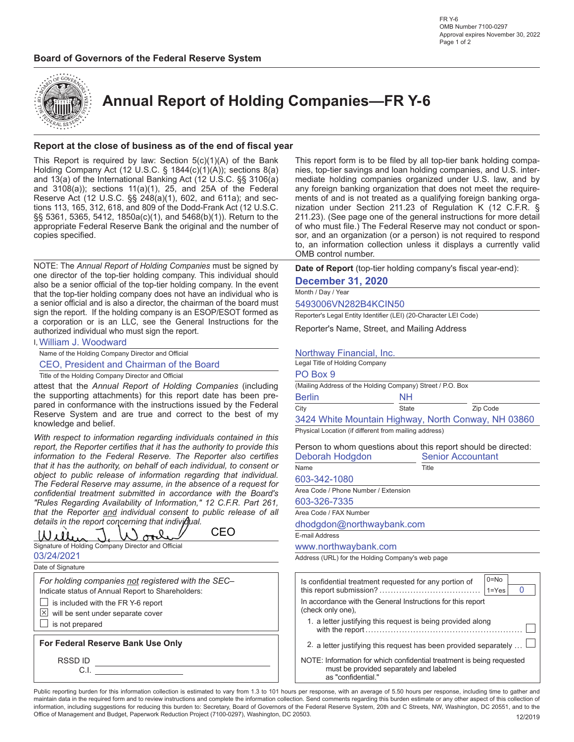FR Y-6
OMB Number 7100-0297
Approval expires November 30, 2022

**Board of Governors of the Federal Reserve System**

# Annual Report of Holding Companies—FR Y-6

## Report at the close of business as of the end of fiscal year

This Report is required by law: Section 5(c)(1)(A) of the Bank Holding Company Act (12 U.S.C. § 1844(c)(1)(A)); sections 8(a) and 13(a) of the International Banking Act (12 U.S.C. §§ 3106(a) and 3108(a)); sections 11(a)(1), 25, and 25A of the Federal Reserve Act (12 U.S.C. §§ 248(a)(1), 602, and 611a); and sections 113, 165, 312, 618, and 809 of the Dodd-Frank Act (12 U.S.C. §§ 5361, 5365, 5412, 1850a(c)(1), and 5468(b)(1)). Return to the appropriate Federal Reserve Bank the original and the number of copies specified.

This report form is to be filed by all top-tier bank holding companies, top-tier savings and loan holding companies, and U.S. intermediate holding companies organized under U.S. law, and by any foreign banking organization that does not meet the requirements of and is not treated as a qualifying foreign banking organization under Section 211.23 of Regulation K (12 C.F.R. § 211.23). (See page one of the general instructions for more detail of who must file.) The Federal Reserve may not conduct or sponsor, and an organization (or a person) is not required to respond to, an information collection unless it displays a currently valid OMB control number.

NOTE: The *Annual Report of Holding Companies* must be signed by one director of the top-tier holding company. This individual should also be a senior official of the top-tier holding company. In the event that the top-tier holding company does not have an individual who is a senior official and is also a director, the chairman of the board must sign the report. If the holding company is an ESOP/ESOT formed as a corporation or is an LLC, see the General Instructions for the authorized individual who must sign the report.

I, William J. Woodward
Name of the Holding Company Director and Official

CEO, President and Chairman of the Board
Title of the Holding Company Director and Official

attest that the *Annual Report of Holding Companies* (including the supporting attachments) for this report date has been prepared in conformance with the instructions issued by the Federal Reserve System and are true and correct to the best of my knowledge and belief.

*With respect to information regarding individuals contained in this report, the Reporter certifies that it has the authority to provide this information to the Federal Reserve. The Reporter also certifies that it has the authority, on behalf of each individual, to consent or object to public release of information regarding that individual. The Federal Reserve may assume, in the absence of a request for confidential treatment submitted in accordance with the Board's "Rules Regarding Availability of Information," 12 C.F.R. Part 261, that the Reporter* and *individual consent to public release of all details in the report concerning that individual.*

William J. Woodward CEO
Signature of Holding Company Director and Official

03/24/2021
Date of Signature

*For holding companies not registered with the SEC–*
Indicate status of Annual Report to Shareholders:

- ☐ is included with the FR Y-6 report
- ☒ will be sent under separate cover
- ☐ is not prepared

**For Federal Reserve Bank Use Only**

RSSD ID ____________
C.I. ____________

**Date of Report** (top-tier holding company's fiscal year-end):
**December 31, 2020**
Month / Day / Year

5493006VN282B4KCIN50
Reporter's Legal Entity Identifier (LEI) (20-Character LEI Code)

Reporter's Name, Street, and Mailing Address

Northway Financial, Inc.
Legal Title of Holding Company

PO Box 9
(Mailing Address of the Holding Company) Street / P.O. Box

Berlin, NH
City, State, Zip Code

3424 White Mountain Highway, North Conway, NH 03860
Physical Location (if different from mailing address)

Person to whom questions about this report should be directed:

Deborah Hodgdon — Senior Accountant
Name — Title

603-342-1080
Area Code / Phone Number / Extension

603-326-7335
Area Code / FAX Number

dhodgdon@northwaybank.com
E-mail Address

www.northwaybank.com
Address (URL) for the Holding Company's web page

Is confidential treatment requested for any portion of this report submission? (0=No, 1=Yes): 0

In accordance with the General Instructions for this report (check only one),

1. a letter justifying this request is being provided along with the report ☐
2. a letter justifying this request has been provided separately ☐

NOTE: Information for which confidential treatment is being requested must be provided separately and labeled as "confidential."

Public reporting burden for this information collection is estimated to vary from 1.3 to 101 hours per response, with an average of 5.50 hours per response, including time to gather and maintain data in the required form and to review instructions and complete the information collection. Send comments regarding this burden estimate or any other aspect of this collection of information, including suggestions for reducing this burden to: Secretary, Board of Governors of the Federal Reserve System, 20th and C Streets, NW, Washington, DC 20551, and to the Office of Management and Budget, Paperwork Reduction Project (7100-0297), Washington, DC 20503.

12/2019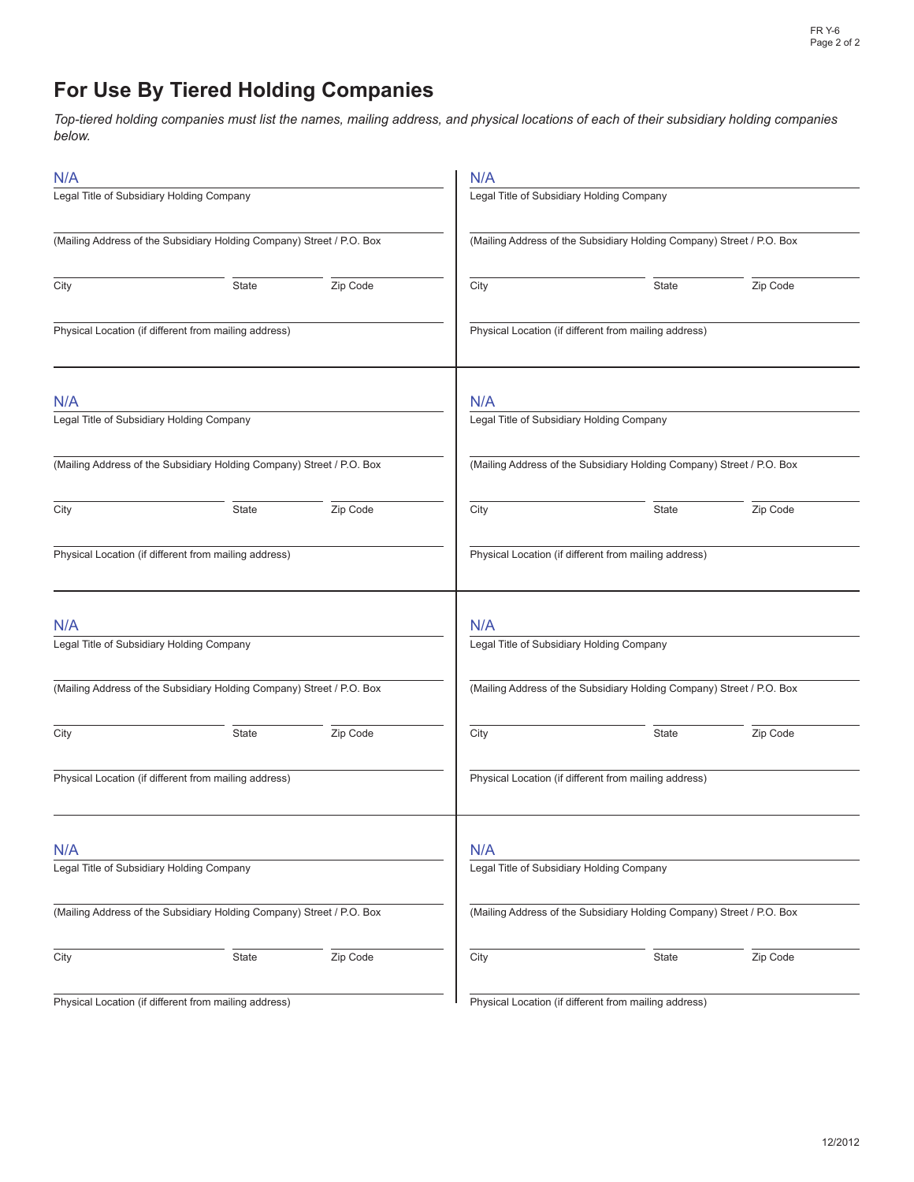# For Use By Tiered Holding Companies

*Top-tiered holding companies must list the names, mailing address, and physical locations of each of their subsidiary holding companies below.*

N/A
Legal Title of Subsidiary Holding Company

(Mailing Address of the Subsidiary Holding Company) Street / P.O. Box

City | State | Zip Code

Physical Location (if different from mailing address)

---

N/A
Legal Title of Subsidiary Holding Company

(Mailing Address of the Subsidiary Holding Company) Street / P.O. Box

City | State | Zip Code

Physical Location (if different from mailing address)

---

N/A
Legal Title of Subsidiary Holding Company

(Mailing Address of the Subsidiary Holding Company) Street / P.O. Box

City | State | Zip Code

Physical Location (if different from mailing address)

---

N/A
Legal Title of Subsidiary Holding Company

(Mailing Address of the Subsidiary Holding Company) Street / P.O. Box

City | State | Zip Code

Physical Location (if different from mailing address)

---

N/A
Legal Title of Subsidiary Holding Company

(Mailing Address of the Subsidiary Holding Company) Street / P.O. Box

City | State | Zip Code

Physical Location (if different from mailing address)

---

N/A
Legal Title of Subsidiary Holding Company

(Mailing Address of the Subsidiary Holding Company) Street / P.O. Box

City | State | Zip Code

Physical Location (if different from mailing address)

---

N/A
Legal Title of Subsidiary Holding Company

(Mailing Address of the Subsidiary Holding Company) Street / P.O. Box

City | State | Zip Code

Physical Location (if different from mailing address)

---

N/A
Legal Title of Subsidiary Holding Company

(Mailing Address of the Subsidiary Holding Company) Street / P.O. Box

City | State | Zip Code

Physical Location (if different from mailing address)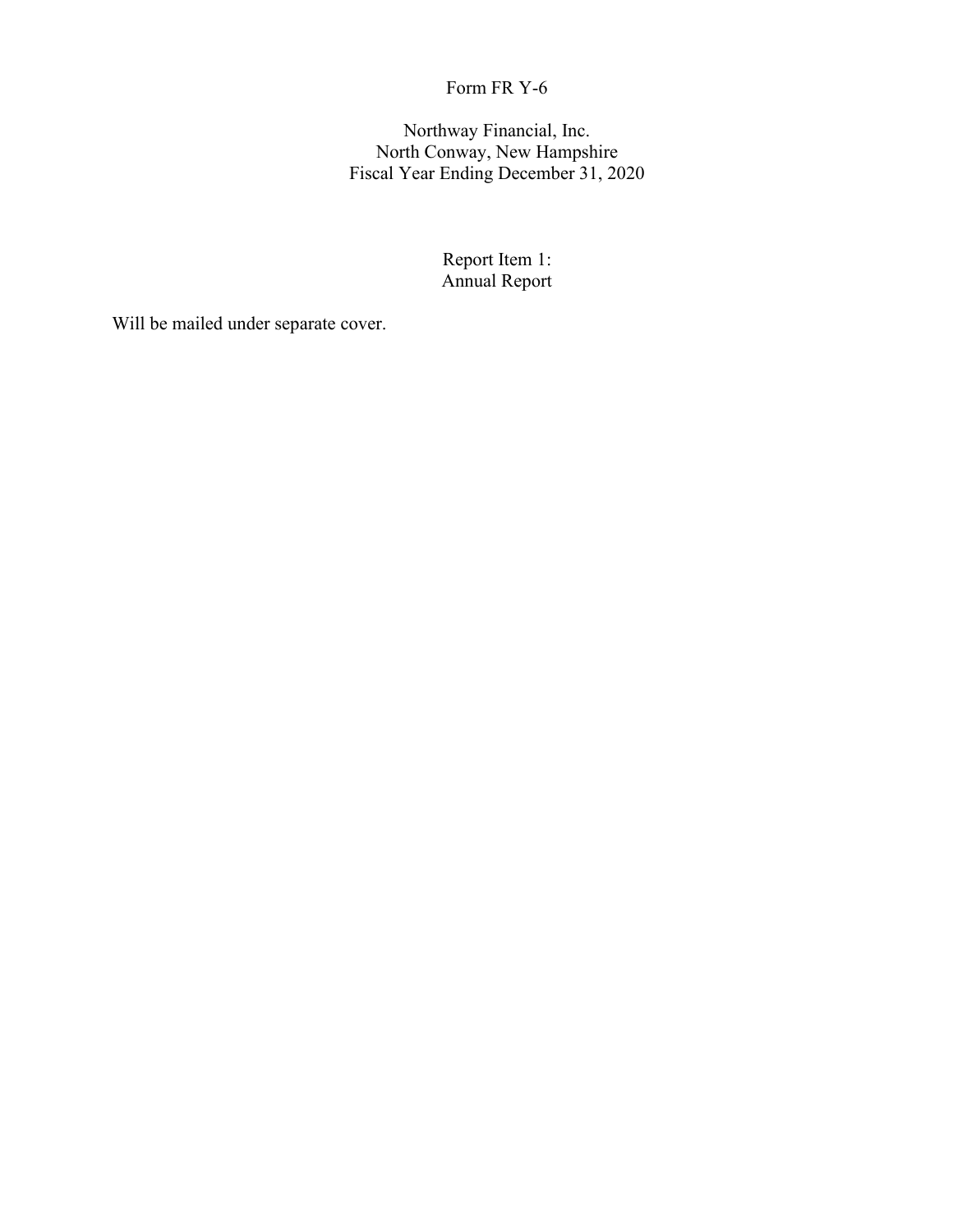Form FR Y-6

Northway Financial, Inc.
North Conway, New Hampshire
Fiscal Year Ending December 31, 2020

Report Item 1:
Annual Report

Will be mailed under separate cover.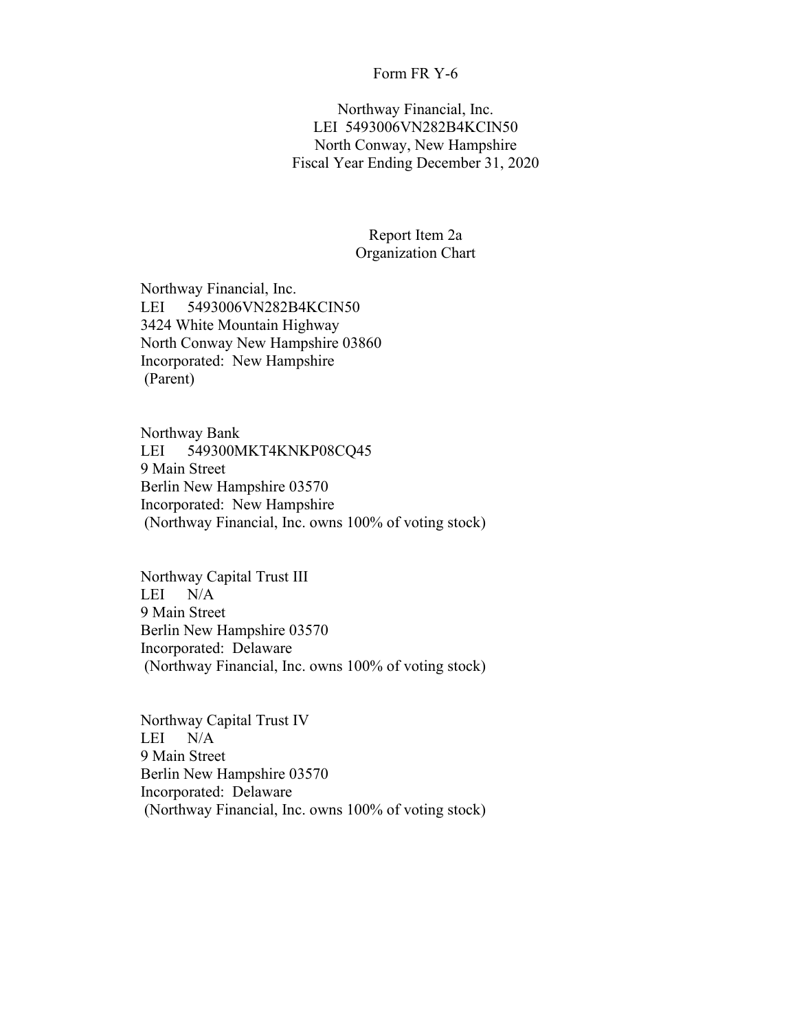Form FR Y-6

Northway Financial, Inc.
LEI 5493006VN282B4KCIN50
North Conway, New Hampshire
Fiscal Year Ending December 31, 2020

Report Item 2a
Organization Chart

Northway Financial, Inc.
LEI 5493006VN282B4KCIN50
3424 White Mountain Highway
North Conway New Hampshire 03860
Incorporated: New Hampshire
(Parent)

Northway Bank
LEI 549300MKT4KNKP08CQ45
9 Main Street
Berlin New Hampshire 03570
Incorporated: New Hampshire
(Northway Financial, Inc. owns 100% of voting stock)

Northway Capital Trust III
LEI N/A
9 Main Street
Berlin New Hampshire 03570
Incorporated: Delaware
(Northway Financial, Inc. owns 100% of voting stock)

Northway Capital Trust IV
LEI N/A
9 Main Street
Berlin New Hampshire 03570
Incorporated: Delaware
(Northway Financial, Inc. owns 100% of voting stock)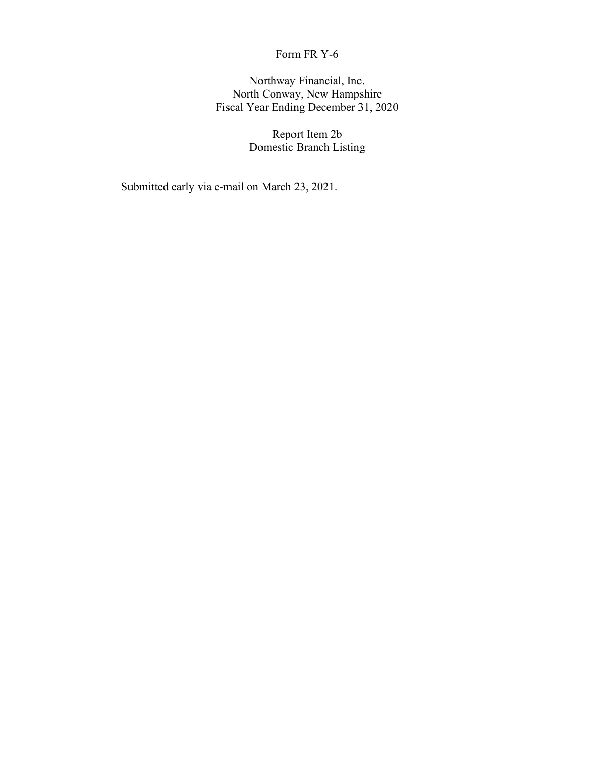Form FR Y-6

Northway Financial, Inc.
North Conway, New Hampshire
Fiscal Year Ending December 31, 2020

Report Item 2b
Domestic Branch Listing

Submitted early via e-mail on March 23, 2021.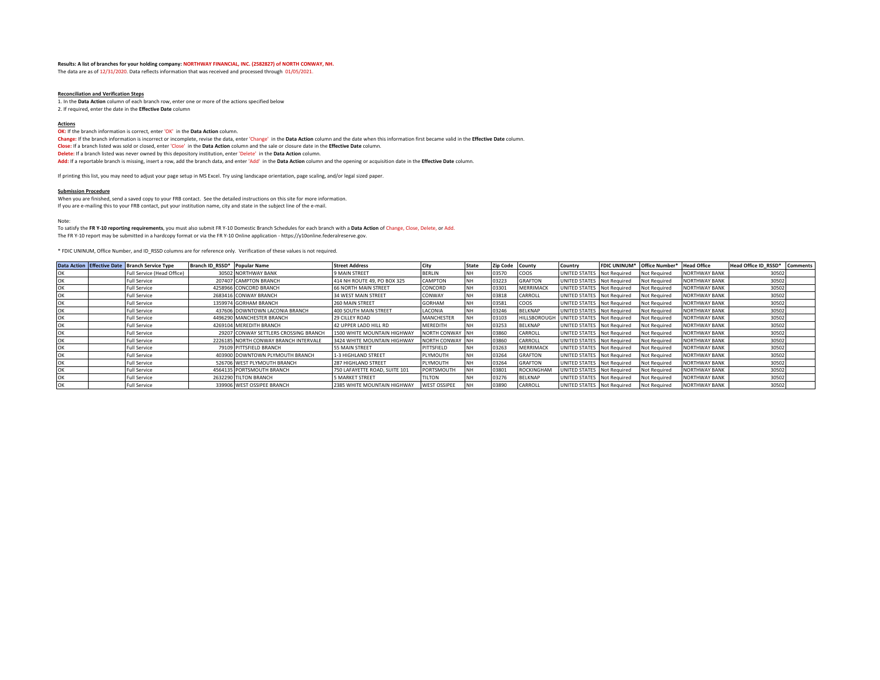**Results: A list of branches for your holding company: NORTHWAY FINANCIAL, INC. (2582827) of NORTH CONWAY, NH.**

The data are as of 12/31/2020. Data reflects information that was received and processed through 01/05/2021.

**Reconciliation and Verification Steps**

1. In the **Data Action** column of each branch row, enter one or more of the actions specified below
2. If required, enter the date in the **Effective Date** column

**Actions**

**OK:** If the branch information is correct, enter 'OK' in the **Data Action** column.

**Change:** If the branch information is incorrect or incomplete, revise the data, enter 'Change' in the **Data Action** column and the date when this information first became valid in the **Effective Date** column.

**Close:** If a branch listed was sold or closed, enter 'Close' in the **Data Action** column and the sale or closure date in the **Effective Date** column.

**Delete:** If a branch listed was never owned by this depository institution, enter 'Delete' in the **Data Action** column.

**Add:** If a reportable branch is missing, insert a row, add the branch data, and enter 'Add' in the **Data Action** column and the opening or acquisition date in the **Effective Date** column.

If printing this list, you may need to adjust your page setup in MS Excel. Try using landscape orientation, page scaling, and/or legal sized paper.

**Submission Procedure**

When you are finished, send a saved copy to your FRB contact. See the detailed instructions on this site for more information.
If you are e-mailing this to your FRB contact, put your institution name, city and state in the subject line of the e-mail.

Note:

To satisfy the **FR Y-10 reporting requirements**, you must also submit FR Y-10 Domestic Branch Schedules for each branch with a **Data Action** of Change, Close, Delete, or Add.
The FR Y-10 report may be submitted in a hardcopy format or via the FR Y-10 Online application - https://y10online.federalreserve.gov.

* FDIC UNINUM, Office Number, and ID_RSSD columns are for reference only. Verification of these values is not required.

| Data Action | Effective Date | Branch Service Type | Branch ID_RSSD* | Popular Name | Street Address | City | State | Zip Code | County | Country | FDIC UNINUM* | Office Number* | Head Office | Head Office ID_RSSD* | Comments |
|---|---|---|---|---|---|---|---|---|---|---|---|---|---|---|---|
| OK | | Full Service (Head Office) | 30502 | NORTHWAY BANK | 9 MAIN STREET | BERLIN | NH | 03570 | COOS | UNITED STATES | Not Required | Not Required | NORTHWAY BANK | 30502 | |
| OK | | Full Service | 207407 | CAMPTON BRANCH | 414 NH ROUTE 49, PO BOX 325 | CAMPTON | NH | 03223 | GRAFTON | UNITED STATES | Not Required | Not Required | NORTHWAY BANK | 30502 | |
| OK | | Full Service | 4258966 | CONCORD BRANCH | 66 NORTH MAIN STREET | CONCORD | NH | 03301 | MERRIMACK | UNITED STATES | Not Required | Not Required | NORTHWAY BANK | 30502 | |
| OK | | Full Service | 2683416 | CONWAY BRANCH | 34 WEST MAIN STREET | CONWAY | NH | 03818 | CARROLL | UNITED STATES | Not Required | Not Required | NORTHWAY BANK | 30502 | |
| OK | | Full Service | 1359974 | GORHAM BRANCH | 260 MAIN STREET | GORHAM | NH | 03581 | COOS | UNITED STATES | Not Required | Not Required | NORTHWAY BANK | 30502 | |
| OK | | Full Service | 437606 | DOWNTOWN LACONIA BRANCH | 400 SOUTH MAIN STREET | LACONIA | NH | 03246 | BELKNAP | UNITED STATES | Not Required | Not Required | NORTHWAY BANK | 30502 | |
| OK | | Full Service | 4496290 | MANCHESTER BRANCH | 29 CILLEY ROAD | MANCHESTER | NH | 03103 | HILLSBOROUGH | UNITED STATES | Not Required | Not Required | NORTHWAY BANK | 30502 | |
| OK | | Full Service | 4269104 | MEREDITH BRANCH | 42 UPPER LADD HILL RD | MEREDITH | NH | 03253 | BELKNAP | UNITED STATES | Not Required | Not Required | NORTHWAY BANK | 30502 | |
| OK | | Full Service | 29207 | CONWAY SETTLERS CROSSING BRANCH | 1500 WHITE MOUNTAIN HIGHWAY | NORTH CONWAY | NH | 03860 | CARROLL | UNITED STATES | Not Required | Not Required | NORTHWAY BANK | 30502 | |
| OK | | Full Service | 2226185 | NORTH CONWAY BRANCH INTERVALE | 3424 WHITE MOUNTAIN HIGHWAY | NORTH CONWAY | NH | 03860 | CARROLL | UNITED STATES | Not Required | Not Required | NORTHWAY BANK | 30502 | |
| OK | | Full Service | 79109 | PITTSFIELD BRANCH | 55 MAIN STREET | PITTSFIELD | NH | 03263 | MERRIMACK | UNITED STATES | Not Required | Not Required | NORTHWAY BANK | 30502 | |
| OK | | Full Service | 403900 | DOWNTOWN PLYMOUTH BRANCH | 1-3 HIGHLAND STREET | PLYMOUTH | NH | 03264 | GRAFTON | UNITED STATES | Not Required | Not Required | NORTHWAY BANK | 30502 | |
| OK | | Full Service | 526706 | WEST PLYMOUTH BRANCH | 287 HIGHLAND STREET | PLYMOUTH | NH | 03264 | GRAFTON | UNITED STATES | Not Required | Not Required | NORTHWAY BANK | 30502 | |
| OK | | Full Service | 4564135 | PORTSMOUTH BRANCH | 750 LAFAYETTE ROAD, SUITE 101 | PORTSMOUTH | NH | 03801 | ROCKINGHAM | UNITED STATES | Not Required | Not Required | NORTHWAY BANK | 30502 | |
| OK | | Full Service | 2632290 | TILTON BRANCH | 5 MARKET STREET | TILTON | NH | 03276 | BELKNAP | UNITED STATES | Not Required | Not Required | NORTHWAY BANK | 30502 | |
| OK | | Full Service | 339906 | WEST OSSIPEE BRANCH | 2385 WHITE MOUNTAIN HIGHWAY | WEST OSSIPEE | NH | 03890 | CARROLL | UNITED STATES | Not Required | Not Required | NORTHWAY BANK | 30502 | |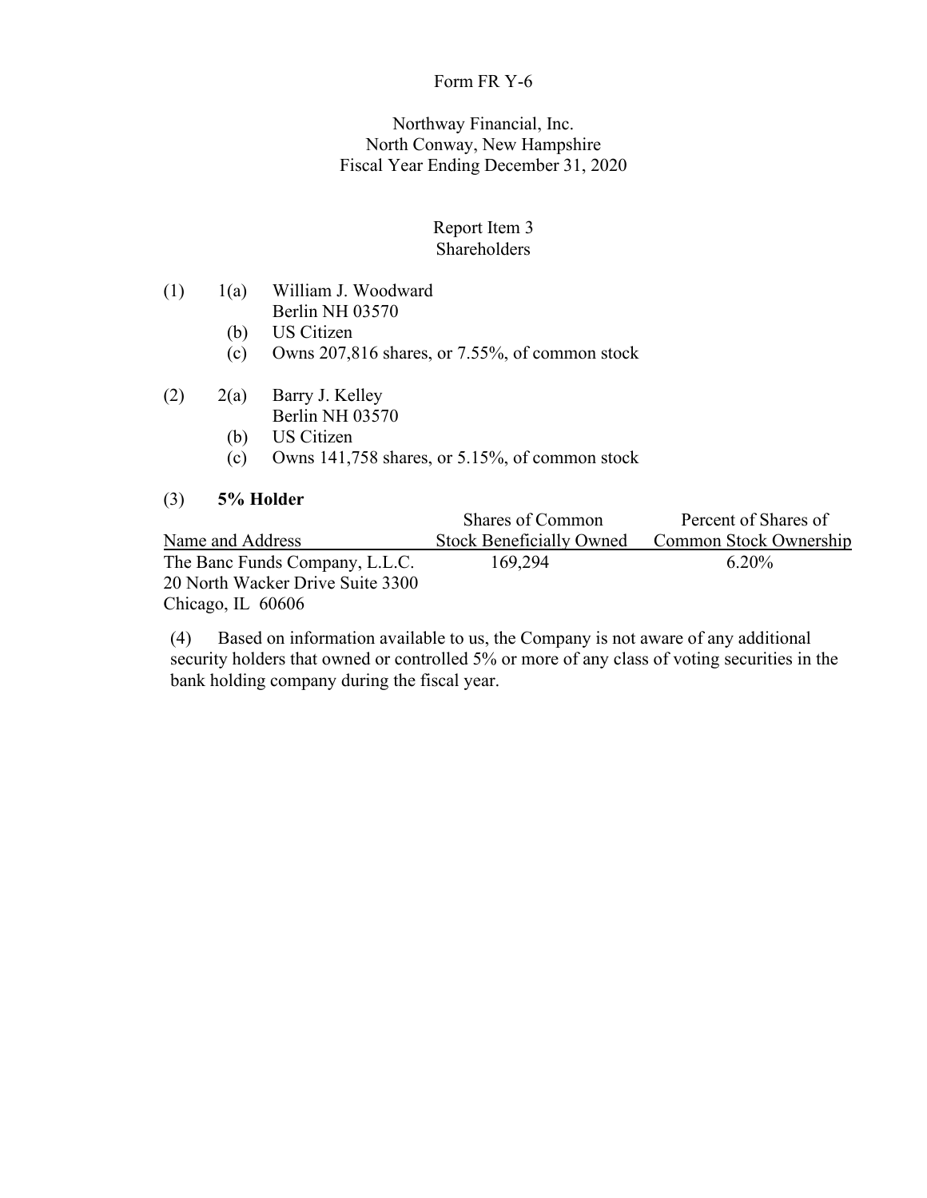Form FR Y-6

Northway Financial, Inc.
North Conway, New Hampshire
Fiscal Year Ending December 31, 2020

Report Item 3
Shareholders

(1) 1(a) William J. Woodward
Berlin NH 03570
(b) US Citizen
(c) Owns 207,816 shares, or 7.55%, of common stock

(2) 2(a) Barry J. Kelley
Berlin NH 03570
(b) US Citizen
(c) Owns 141,758 shares, or 5.15%, of common stock

(3) **5% Holder**

| Name and Address | Shares of Common Stock Beneficially Owned | Percent of Shares of Common Stock Ownership |
|---|---|---|
| The Banc Funds Company, L.L.C.<br>20 North Wacker Drive Suite 3300<br>Chicago, IL 60606 | 169,294 | 6.20% |

(4) Based on information available to us, the Company is not aware of any additional security holders that owned or controlled 5% or more of any class of voting securities in the bank holding company during the fiscal year.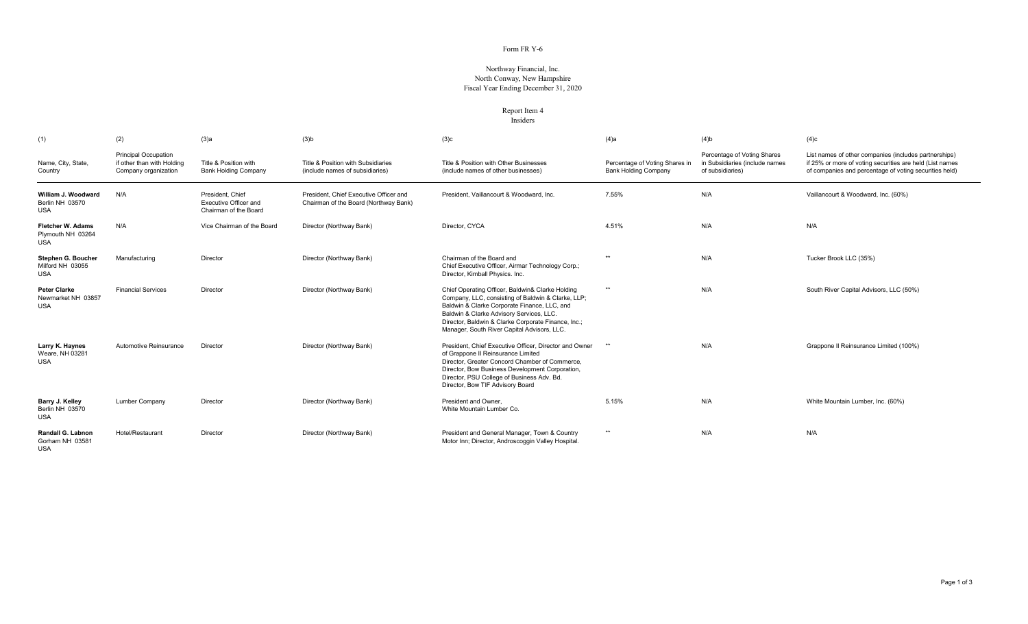Form FR Y-6

Northway Financial, Inc.
North Conway, New Hampshire
Fiscal Year Ending December 31, 2020

Report Item 4
Insiders

| (1) | (2) | (3)a | (3)b | (3)c | (4)a | (4)b | (4)c |
|---|---|---|---|---|---|---|---|
| Name, City, State, Country | Principal Occupation if other than with Holding Company organization | Title & Position with Bank Holding Company | Title & Position with Subsidiaries (include names of subsidiaries) | Title & Position with Other Businesses (include names of other businesses) | Percentage of Voting Shares in Bank Holding Company | Percentage of Voting Shares in Subsidiaries (include names of subsidiaries) | List names of other companies (includes partnerships) if 25% or more of voting securities are held (List names of companies and percentage of voting securities held) |
| **William J. Woodward** Berlin NH 03570 USA | N/A | President, Chief Executive Officer and Chairman of the Board | President, Chief Executive Officer and Chairman of the Board (Northway Bank) | President, Vaillancourt & Woodward, Inc. | 7.55% | N/A | Vaillancourt & Woodward, Inc. (60%) |
| **Fletcher W. Adams** Plymouth NH 03264 USA | N/A | Vice Chairman of the Board | Director (Northway Bank) | Director, CYCA | 4.51% | N/A | N/A |
| **Stephen G. Boucher** Milford NH 03055 USA | Manufacturing | Director | Director (Northway Bank) | Chairman of the Board and Chief Executive Officer, Airmar Technology Corp.; Director, Kimball Physics. Inc. | ** | N/A | Tucker Brook LLC (35%) |
| **Peter Clarke** Newmarket NH 03857 USA | Financial Services | Director | Director (Northway Bank) | Chief Operating Officer, Baldwin& Clarke Holding Company, LLC, consisting of Baldwin & Clarke, LLP; Baldwin & Clarke Corporate Finance, LLC, and Baldwin & Clarke Advisory Services, LLC. Director, Baldwin & Clarke Corporate Finance, Inc.; Manager, South River Capital Advisors, LLC. | ** | N/A | South River Capital Advisors, LLC (50%) |
| **Larry K. Haynes** Weare, NH 03281 USA | Automotive Reinsurance | Director | Director (Northway Bank) | President, Chief Executive Officer, Director and Owner of Grappone II Reinsurance Limited Director, Greater Concord Chamber of Commerce, Director, Bow Business Development Corporation, Director, PSU College of Business Adv. Bd. Director, Bow TIF Advisory Board | ** | N/A | Grappone II Reinsurance Limited (100%) |
| **Barry J. Kelley** Berlin NH 03570 USA | Lumber Company | Director | Director (Northway Bank) | President and Owner, White Mountain Lumber Co. | 5.15% | N/A | White Mountain Lumber, Inc. (60%) |
| **Randall G. Labnon** Gorham NH 03581 USA | Hotel/Restaurant | Director | Director (Northway Bank) | President and General Manager, Town & Country Motor Inn; Director, Androscoggin Valley Hospital. | ** | N/A | N/A |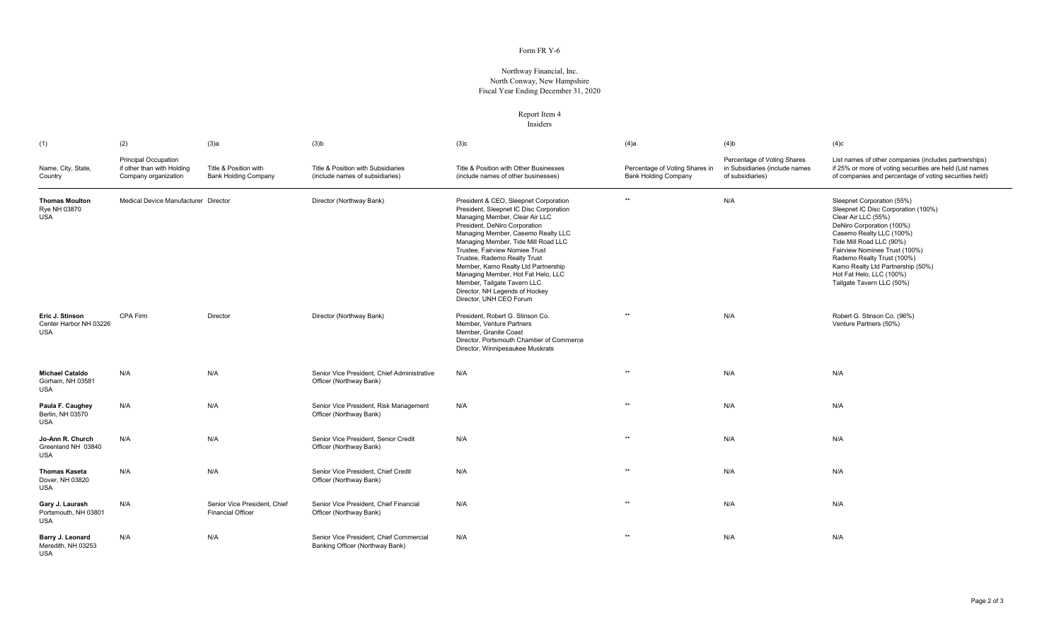Form FR Y-6

Northway Financial, Inc.
North Conway, New Hampshire
Fiscal Year Ending December 31, 2020

Report Item 4
Insiders

| (1) | (2) | (3)a | (3)b | (3)c | (4)a | (4)b | (4)c |
|---|---|---|---|---|---|---|---|
| Name, City, State, Country | Principal Occupation if other than with Holding Company organization | Title & Position with Bank Holding Company | Title & Position with Subsidiaries (include names of subsidiaries) | Title & Position with Other Businesses (include names of other businesses) | Percentage of Voting Shares in Bank Holding Company | Percentage of Voting Shares in Subsidiaries (include names of subsidiaries) | List names of other companies (includes partnerships) if 25% or more of voting securities are held (List names of companies and percentage of voting securities held) |
| **Thomas Moulton** Rye NH 03870 USA | Medical Device Manufacturer | Director | Director (Northway Bank) | President & CEO, Sleepnet Corporation<br>President, Sleepnet IC Disc Corporation<br>Managing Member, Clear Air LLC<br>President, DeNiro Corporation<br>Managing Member, Casemo Realty LLC<br>Managing Member, Tide Mill Road LLC<br>Trustee, Fairview Nomiee Trust<br>Trustee, Rademo Realty Trust<br>Member, Kamo Realty Ltd Partnership<br>Managing Member, Hot Fat Helo, LLC<br>Member, Tailgate Tavern LLC<br>Director, NH Legends of Hockey<br>Director, UNH CEO Forum | ** | N/A | Sleepnet Corporation (55%)<br>Sleepnet IC Disc Corporation (100%)<br>Clear Air LLC (55%)<br>DeNiro Corporation (100%)<br>Casemo Realty LLC (100%)<br>Tide Mill Road LLC (90%)<br>Fairview Nominee Trust (100%)<br>Rademo Realty Trust (100%)<br>Kamo Realty Ltd Partnership (50%)<br>Hot Fat Helo, LLC (100%)<br>Tailgate Tavern LLC (50%) |
| **Eric J. Stinson** Center Harbor NH 03226 USA | CPA Firm | Director | Director (Northway Bank) | President, Robert G. Stinson Co.<br>Member, Venture Partners<br>Member, Granite Coast<br>Director, Portsmouth Chamber of Commerce<br>Director, Winnipesaukee Muskrats | ** | N/A | Robert G. Stinson Co. (96%)<br>Venture Partners (50%) |
| **Michael Cataldo** Gorham, NH 03581 USA | N/A | N/A | Senior Vice President, Chief Administrative Officer (Northway Bank) | N/A | ** | N/A | N/A |
| **Paula F. Caughey** Berlin, NH 03570 USA | N/A | N/A | Senior Vice President, Risk Management Officer (Northway Bank) | N/A | ** | N/A | N/A |
| **Jo-Ann R. Church** Greenland NH 03840 USA | N/A | N/A | Senior Vice President, Senior Credit Officer (Northway Bank) | N/A | ** | N/A | N/A |
| **Thomas Kaseta** Dover, NH 03820 USA | N/A | N/A | Senior Vice President, Chief Credit Officer (Northway Bank) | N/A | ** | N/A | N/A |
| **Gary J. Laurash** Portsmouth, NH 03801 USA | N/A | Senior Vice President, Chief Financial Officer | Senior Vice President, Chief Financial Officer (Northway Bank) | N/A | ** | N/A | N/A |
| **Barry J. Leonard** Meredith, NH 03253 USA | N/A | N/A | Senior Vice President, Chief Commercial Banking Officer (Northway Bank) | N/A | ** | N/A | N/A |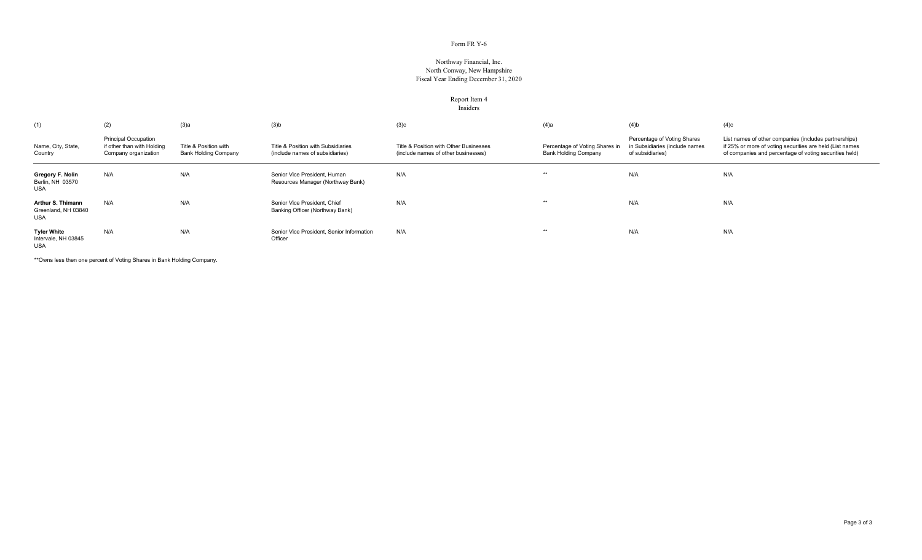Form FR Y-6

Northway Financial, Inc.
North Conway, New Hampshire
Fiscal Year Ending December 31, 2020

Report Item 4
Insiders

| (1) | (2) | (3)a | (3)b | (3)c | (4)a | (4)b | (4)c |
|---|---|---|---|---|---|---|---|
| Name, City, State, Country | Principal Occupation if other than with Holding Company organization | Title & Position with Bank Holding Company | Title & Position with Subsidiaries (include names of subsidiaries) | Title & Position with Other Businesses (include names of other businesses) | Percentage of Voting Shares in Bank Holding Company | Percentage of Voting Shares in Subsidiaries (include names of subsidiaries) | List names of other companies (includes partnerships) if 25% or more of voting securities are held (List names of companies and percentage of voting securities held) |
| **Gregory F. Nolin** Berlin, NH 03570 USA | N/A | N/A | Senior Vice President, Human Resources Manager (Northway Bank) | N/A | ** | N/A | N/A |
| **Arthur S. Thimann** Greenland, NH 03840 USA | N/A | N/A | Senior Vice President, Chief Banking Officer (Northway Bank) | N/A | ** | N/A | N/A |
| **Tyler White** Intervale, NH 03845 USA | N/A | N/A | Senior Vice President, Senior Information Officer | N/A | ** | N/A | N/A |

**Owns less then one percent of Voting Shares in Bank Holding Company.